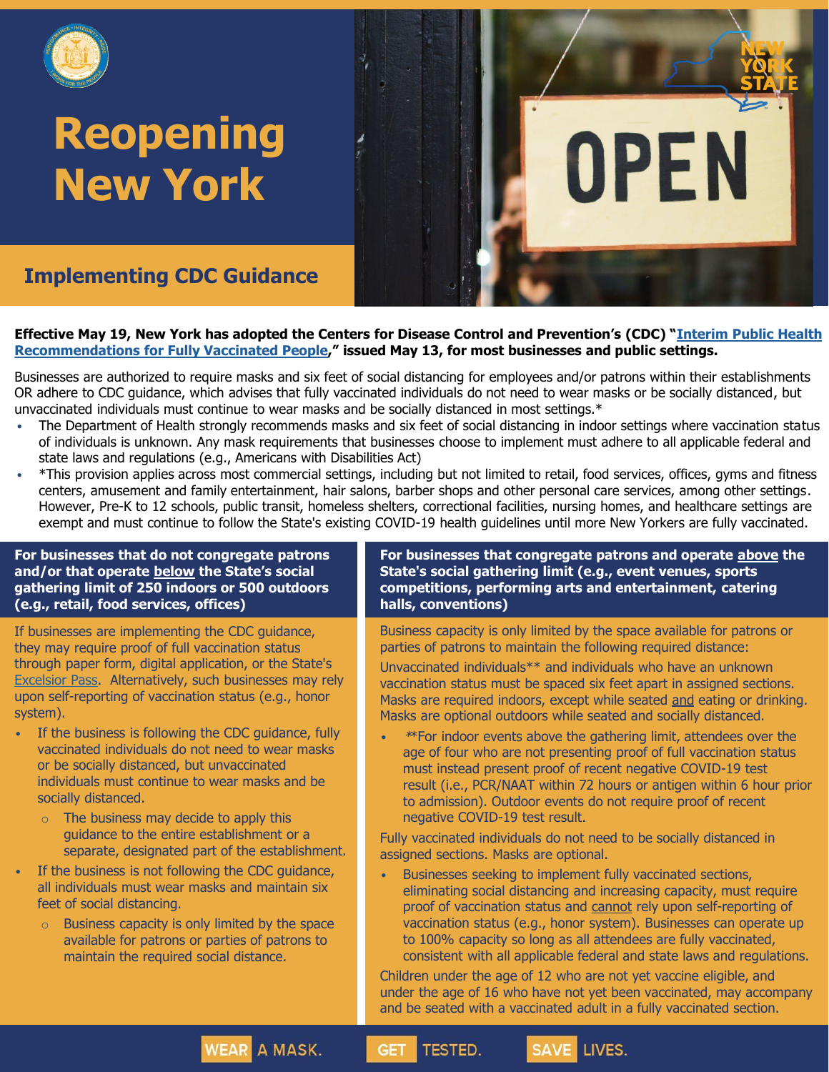# Reopening New York

## Implementing CDC Guidance

**Effective May 19, New York has adopted the Centers for Disease Control and Prevention's (CDC) "[Interim Public Health Recommendations for Fully Vaccinated People](),"  issued May 13, for most businesses and public settings.**

Businesses are authorized to require masks and six feet of social distancing for employees and/or patrons within their establishments OR adhere to CDC guidance, which advises that fully vaccinated individuals do not need to wear masks or be socially distanced, but unvaccinated individuals must continue to wear masks and be socially distanced in most settings.*

- The Department of Health strongly recommends masks and six feet of social distancing in indoor settings where vaccination status of individuals is unknown. Any mask requirements that businesses choose to implement must adhere to all applicable federal and state laws and regulations (e.g., Americans with Disabilities Act)
- *This provision applies across most commercial settings, including but not limited to retail, food services, offices, gyms and fitness centers, amusement and family entertainment, hair salons, barber shops and other personal care services, among other settings. However, Pre-K to 12 schools, public transit, homeless shelters, correctional facilities, nursing homes, and healthcare settings are exempt and must continue to follow the State's existing COVID-19 health guidelines until more New Yorkers are fully vaccinated.

### For businesses that do not congregate patrons and/or that operate below the State's social gathering limit of 250 indoors or 500 outdoors (e.g., retail, food services, offices)

If businesses are implementing the CDC guidance, they may require proof of full vaccination status through paper form, digital application, or the State's Excelsior Pass. Alternatively, such businesses may rely upon self-reporting of vaccination status (e.g., honor system).

- If the business is following the CDC guidance, fully vaccinated individuals do not need to wear masks or be socially distanced, but unvaccinated individuals must continue to wear masks and be socially distanced.
  - The business may decide to apply this guidance to the entire establishment or a separate, designated part of the establishment.
- If the business is not following the CDC guidance, all individuals must wear masks and maintain six feet of social distancing.
  - Business capacity is only limited by the space available for patrons or parties of patrons to maintain the required social distance.

### For businesses that congregate patrons and operate above the State's social gathering limit (e.g., event venues, sports competitions, performing arts and entertainment, catering halls, conventions)

Business capacity is only limited by the space available for patrons or parties of patrons to maintain the following required distance:

Unvaccinated individuals** and individuals who have an unknown vaccination status must be spaced six feet apart in assigned sections. Masks are required indoors, except while seated and eating or drinking. Masks are optional outdoors while seated and socially distanced.

- **For indoor events above the gathering limit, attendees over the age of four who are not presenting proof of full vaccination status must instead present proof of recent negative COVID-19 test result (i.e., PCR/NAAT within 72 hours or antigen within 6 hour prior to admission). Outdoor events do not require proof of recent negative COVID-19 test result.

Fully vaccinated individuals do not need to be socially distanced in assigned sections. Masks are optional.

- Businesses seeking to implement fully vaccinated sections, eliminating social distancing and increasing capacity, must require proof of vaccination status and cannot rely upon self-reporting of vaccination status (e.g., honor system). Businesses can operate up to 100% capacity so long as all attendees are fully vaccinated, consistent with all applicable federal and state laws and regulations.

Children under the age of 12 who are not yet vaccine eligible, and under the age of 16 who have not yet been vaccinated, may accompany and be seated with a vaccinated adult in a fully vaccinated section.

WEAR A MASK. GET TESTED. SAVE LIVES.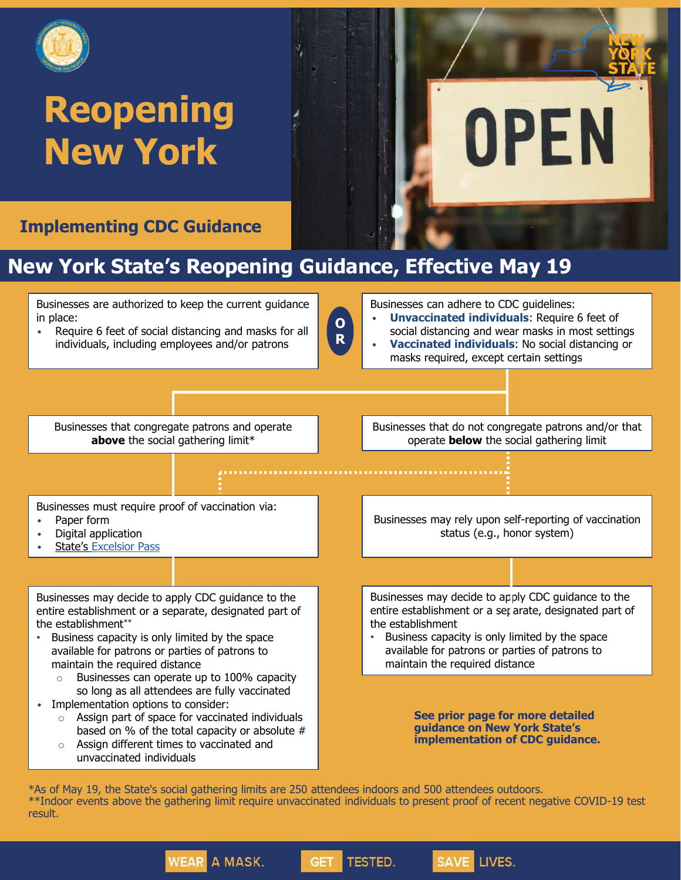# Reopening New York

## Implementing CDC Guidance

## New York State's Reopening Guidance, Effective May 19

Businesses are authorized to keep the current guidance in place:

- Require 6 feet of social distancing and masks for all individuals, including employees and/or patrons

**OR**

Businesses can adhere to CDC guidelines:

- **Unvaccinated individuals**: Require 6 feet of social distancing and wear masks in most settings
- **Vaccinated individuals**: No social distancing or masks required, except certain settings

---

Businesses that congregate patrons and operate **above** the social gathering limit*

Businesses must require proof of vaccination via:

- Paper form
- Digital application
- State's Excelsior Pass

Businesses may decide to apply CDC guidance to the entire establishment or a separate, designated part of the establishment**

- Business capacity is only limited by the space available for patrons or parties of patrons to maintain the required distance
  - Businesses can operate up to 100% capacity so long as all attendees are fully vaccinated
- Implementation options to consider:
  - Assign part of space for vaccinated individuals based on % of the total capacity or absolute #
  - Assign different times to vaccinated and unvaccinated individuals

---

Businesses that do not congregate patrons and/or that operate **below** the social gathering limit

Businesses may rely upon self-reporting of vaccination status (e.g., honor system)

Businesses may decide to apply CDC guidance to the entire establishment or a separate, designated part of the establishment

- Business capacity is only limited by the space available for patrons or parties of patrons to maintain the required distance

**See prior page for more detailed guidance on New York State's implementation of CDC guidance.**

---

*As of May 19, the State's social gathering limits are 250 attendees indoors and 500 attendees outdoors.

**Indoor events above the gathering limit require unvaccinated individuals to present proof of recent negative COVID-19 test result.

WEAR A MASK. GET TESTED. SAVE LIVES.